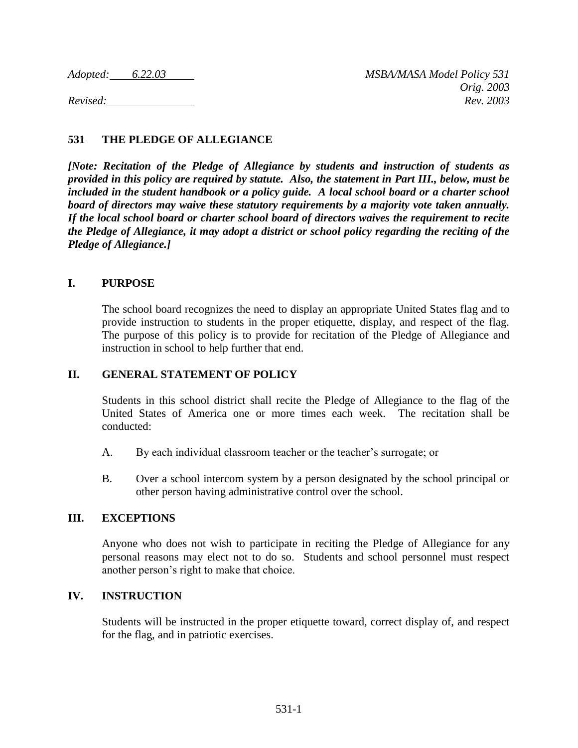*Adopted: 6.22.03* *MSBA/MASA Model Policy 531*
*Orig. 2003*
*Revised:* *Rev. 2003*

# 531 THE PLEDGE OF ALLEGIANCE

***[Note: Recitation of the Pledge of Allegiance by students and instruction of students as provided in this policy are required by statute. Also, the statement in Part III., below, must be included in the student handbook or a policy guide. A local school board or a charter school board of directors may waive these statutory requirements by a majority vote taken annually. If the local school board or charter school board of directors waives the requirement to recite the Pledge of Allegiance, it may adopt a district or school policy regarding the reciting of the Pledge of Allegiance.]***

## I. PURPOSE

The school board recognizes the need to display an appropriate United States flag and to provide instruction to students in the proper etiquette, display, and respect of the flag. The purpose of this policy is to provide for recitation of the Pledge of Allegiance and instruction in school to help further that end.

## II. GENERAL STATEMENT OF POLICY

Students in this school district shall recite the Pledge of Allegiance to the flag of the United States of America one or more times each week. The recitation shall be conducted:

A. By each individual classroom teacher or the teacher's surrogate; or

B. Over a school intercom system by a person designated by the school principal or other person having administrative control over the school.

## III. EXCEPTIONS

Anyone who does not wish to participate in reciting the Pledge of Allegiance for any personal reasons may elect not to do so. Students and school personnel must respect another person's right to make that choice.

## IV. INSTRUCTION

Students will be instructed in the proper etiquette toward, correct display of, and respect for the flag, and in patriotic exercises.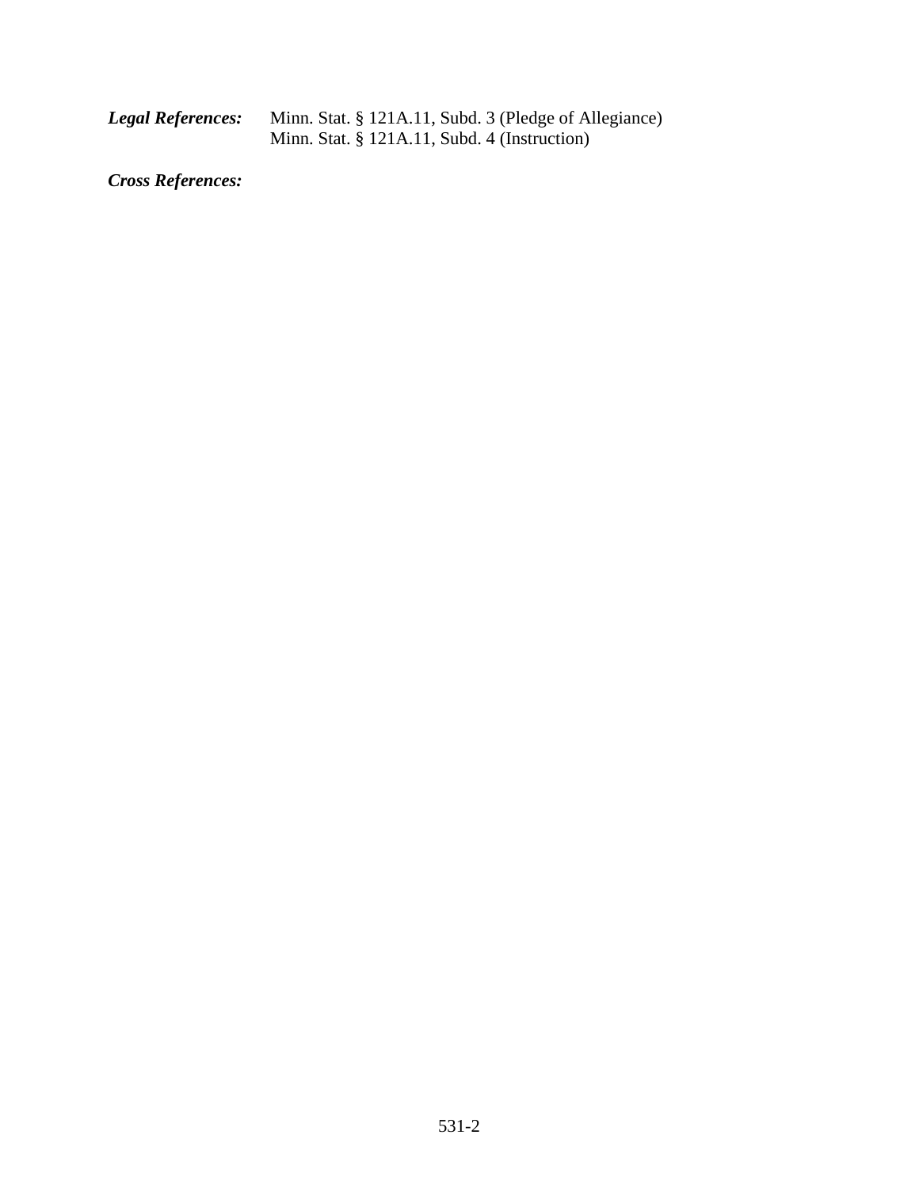***Legal References:*** Minn. Stat. § 121A.11, Subd. 3 (Pledge of Allegiance)
Minn. Stat. § 121A.11, Subd. 4 (Instruction)

***Cross References:***